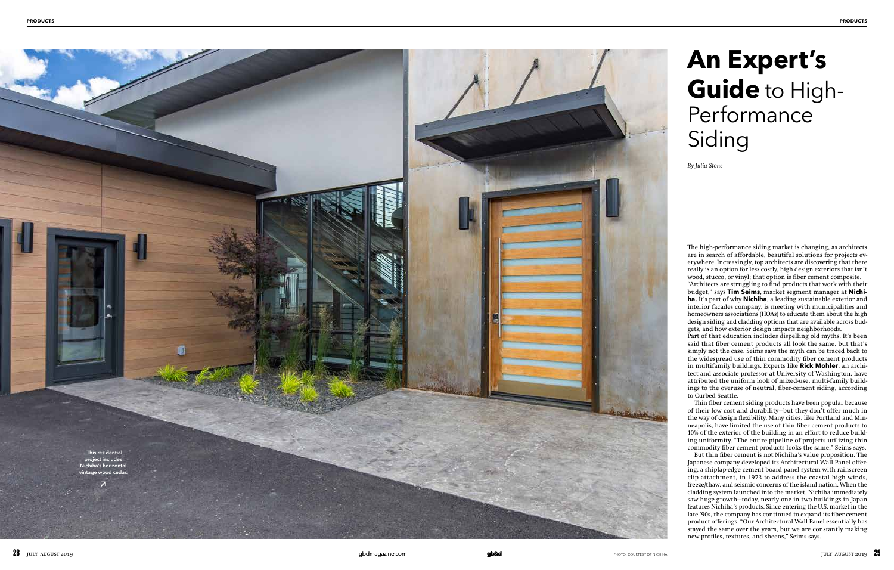# An Expert's Guide to High-Performance Siding

*By Julia Stone*

The high-performance siding market is changing, as architects are in search of affordable, beautiful solutions for projects everywhere. Increasingly, top architects are discovering that there really is an option for less costly, high design exteriors that isn't wood, stucco, or vinyl; that option is fiber cement composite.

"Architects are struggling to find products that work with their budget," says **Tim Seims**, market segment manager at **Nichiha.** It's part of why **Nichiha**, a leading sustainable exterior and interior facades company, is meeting with municipalities and homeowners associations (HOAs) to educate them about the high design siding and cladding options that are available across budgets, and how exterior design impacts neighborhoods.

Part of that education includes dispelling old myths. It's been said that fiber cement products all look the same, but that's simply not the case. Seims says the myth can be traced back to the widespread use of thin commodity fiber cement products in multifamily buildings. Experts like **Rick Mohler**, an architect and associate professor at University of Washington, have attributed the uniform look of mixed-use, multi-family buildings to the overuse of neutral, fiber-cement siding, according to Curbed Seattle.

Thin fiber cement siding products have been popular because of their low cost and durability—but they don't offer much in the way of design flexibility. Many cities, like Portland and Minneapolis, have limited the use of thin fiber cement products to 10% of the exterior of the building in an effort to reduce building uniformity. "The entire pipeline of projects utilizing thin commodity fiber cement products looks the same," Seims says.

But thin fiber cement is not Nichiha's value proposition. The Japanese company developed its Architectural Wall Panel offering, a shiplap-edge cement board panel system with rainscreen clip attachment, in 1973 to address the coastal high winds, freeze/thaw, and seismic concerns of the island nation. When the cladding system launched into the market, Nichiha immediately saw huge growth—today, nearly one in two buildings in Japan features Nichiha's products. Since entering the U.S. market in the late '90s, the company has continued to expand its fiber cement product offerings. "Our Architectural Wall Panel essentially has stayed the same over the years, but we are constantly making new profiles, textures, and sheens," Seims says.

This residential project includes Nichiha's horizontal vintage wood cedar.

PHOTO: COURTESY OF NICHIHA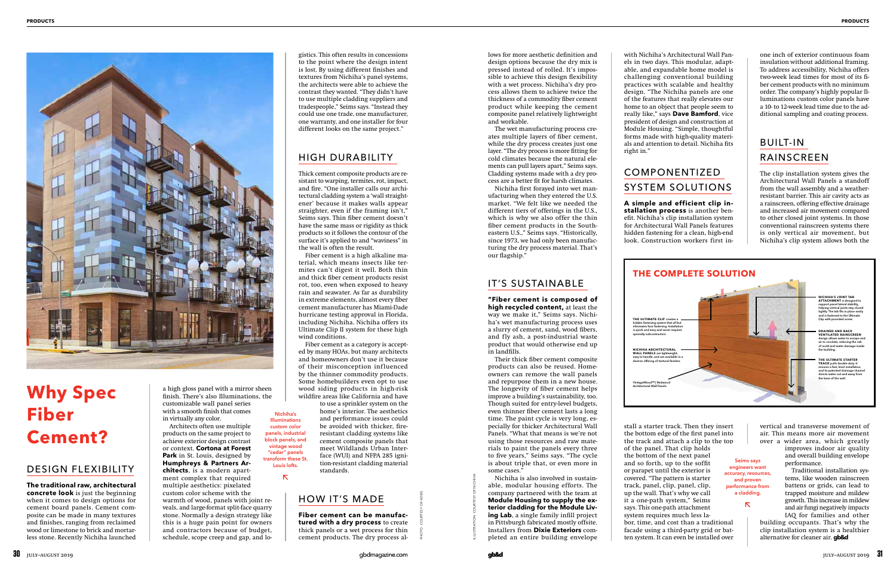# Why Spec Fiber Cement?

## DESIGN FLEXIBILITY

**The traditional raw, architectural concrete look** is just the beginning when it comes to design options for cement board panels. Cement composite can be made in many textures and finishes, ranging from reclaimed wood or limestone to brick and mortar-less stone. Recently Nichiha launched a high gloss panel with a mirror sheen finish. There's also Illuminations, the customizable wall panel series with a smooth finish that comes in virtually any color.

Architects often use multiple products on the same project to achieve exterior design contrast or context. **Cortona at Forest Park** in St. Louis, designed by **Humphreys & Partners Architects**, is a modern apartment complex that required multiple aesthetics: pixelated custom color scheme with the warmth of wood, panels with joint reveals, and large-format split-face quarry stone. Normally a design strategy like this is a huge pain point for owners and contractors because of budget, schedule, scope creep and gap, and logistics. This often results in concessions to the point where the design intent is lost. By using different finishes and textures from Nichiha's panel systems, the architects were able to achieve the contrast they wanted. "They didn't have to use multiple cladding suppliers and tradespeople," Seims says. "Instead they could use one trade, one manufacturer, one warranty, and one installer for four different looks on the same project."

Nichiha's Illuminations custom color panels, industrial block panels, and vintage wood "cedar" panels transform these St. Louis lofts.

## HIGH DURABILITY

Thick cement composite products are resistant to warping, termites, rot, impact, and fire. "One installer calls our architectural cladding system a 'wall straightener' because it makes walls appear straighter, even if the framing isn't," Seims says. Thin fiber cement doesn't have the same mass or rigidity as thick products so it follows the contour of the surface it's applied to and "waviness" in the wall is often the result.

Fiber cement is a high alkaline material, which means insects like termites can't digest it well. Both thin and thick fiber cement products resist rot, too, even when exposed to heavy rain and seawater. As far as durability in extreme elements, almost every fiber cement manufacturer has Miami-Dade hurricane testing approval in Florida, including Nichiha. Nichiha offers its Ultimate Clip II system for these high wind conditions.

Fiber cement as a category is accepted by many HOAs, but many architects and homeowners don't use it because of their misconception influenced by the thinner commodity products. Some homebuilders even opt to use wood siding products in high-risk wildfire areas like California and have to use a sprinkler system on the home's interior. The aesthetics and performance issues could be avoided with thicker, fire-resistant cladding systems like cement composite panels that meet Wildlands Urban Interface (WUI) and NFPA 285 ignition-resistant cladding material standards.

## HOW IT'S MADE

**Fiber cement can be manufactured with a dry process** to create thick panels or a wet process for thin cement products. The dry process allows for more aesthetic definition and design options because the dry mix is pressed instead of rolled. It's impossible to achieve this design flexibility with a wet process. Nichiha's dry process allows them to achieve twice the thickness of a commodity fiber cement product while keeping the cement composite panel relatively lightweight and workable.

The wet manufacturing process creates multiple layers of fiber cement, while the dry process creates just one layer. "The dry process is more fitting for cold climates because the natural elements can pull layers apart," Seims says. Cladding systems made with a dry process are a better fit for harsh climates.

Nichiha first forayed into wet manufacturing when they entered the U.S. market. "We felt like we needed the different tiers of offerings in the U.S., which is why we also offer the thin fiber cement products in the Southeastern U.S.," Seims says. "Historically, since 1973, we had only been manufacturing the dry process material. That's our flagship."

## IT'S SUSTAINABLE

**"Fiber cement is composed of high recycled content,** at least the way we make it," Seims says. Nichiha's wet manufacturing process uses a slurry of cement, sand, wood fibers, and fly ash, a post-industrial waste product that would otherwise end up in landfills.

Their thick fiber cement composite products can also be reused. Homeowners can remove the wall panels and repurpose them in a new house. The longevity of fiber cement helps improve a building's sustainability, too. Though suited for entry-level budgets, even thinner fiber cement lasts a long time. The paint cycle is very long, especially for thicker Architectural Wall Panels. "What that means is we're not using those resources and raw materials to paint the panels every three to five years," Seims says. "The cycle is about triple that, or even more in some cases."

Nichiha is also involved in sustainable, modular housing efforts. The company partnered with the team at **Module Housing to supply the exterior cladding for the Module Living Lab**, a single family infill project in Pittsburgh fabricated mostly offsite. Installers from **Dixie Exteriors** completed an entire building envelope with Nichiha's Architectural Wall Panels in two days. This modular, adaptable, and expandable home model is challenging conventional building practices with scalable and healthy design. "The Nichiha panels are one of the features that really elevates our home to an object that people seem to really like," says **Dave Bamford**, vice president of design and construction at Module Housing. "Simple, thoughtful forms made with high-quality materials and attention to detail. Nichiha fits right in."

## COMPONENTIZED SYSTEM SOLUTIONS

**A simple and efficient clip installation process** is another benefit. Nichiha's clip installation system for Architectural Wall Panels features hidden fastening for a clean, high-end look. Construction workers first install a starter track. Then they insert the bottom edge of the first panel into the track and attach a clip to the top of the panel. That clip holds the bottom of the next panel and so forth, up to the soffit or parapet until the exterior is covered. "The pattern is starter track, panel, clip, panel, clip, up the wall. That's why we call it a one-path system," Seims says. This one-path attachment system requires much less labor, time, and cost than a traditional facade using a third-party grid or batten system. It can even be installed over one inch of exterior continuous foam insulation without additional framing. To address accessibility, Nichiha offers two-week lead times for most of its fiber cement products with no minimum order. The company's highly popular Illuminations custom color panels have a 10- to 12-week lead time due to the additional sampling and coating process.

Seims says engineers want accuracy, resources, and proven performance from a cladding.

### THE COMPLETE SOLUTION

**THE ULTIMATE CLIP** creates a hidden fastening system that all but eliminates face fastening. Installation is quick and easy and never requires specialty subcontractors.

**NICHIHA ARCHITECTURAL WALL PANELS** are lightweight, easy to handle, and are available in a diverse offering of textural finishes.

VintageWood™ | Redwood Architectural Wall Panels

**NICHIHA'S JOINT TAB ATTACHMENT** is designed to support panel lateral stability, helping vertical joints stay closed tightly. The tab fits in place easily and is fastened to the Ultimate Clip with provided screw.

**DRAINED AND BACK VENTILATED RAINSCREEN** design allows water to escape and air to circulate, reducing the risk of mold and water damage inside the building.

**THE ULTIMATE STARTER TRACK** pulls double-duty. It ensures a fast, level installation, and its patented drainage channel directs water out and away from the base of the wall.

## BUILT-IN RAINSCREEN

The clip installation system gives the Architectural Wall Panels a standoff from the wall assembly and a weather-resistant barrier. This air cavity acts as a rainscreen, offering effective drainage and increased air movement compared to other closed joint systems. In those conventional rainscreen systems there is only vertical air movement, but Nichiha's clip system allows both the vertical and transverse movement of air. This means more air movement over a wider area, which greatly improves indoor air quality and overall building envelope performance.

Traditional installation systems, like wooden rainscreen battens or grids, can lead to trapped moisture and mildew growth. This increase in mildew and air fungi negatively impacts IAQ for families and other building occupants. That's why the clip installation system is a healthier alternative for cleaner air. **gb&d**

PHOTO: COURTESY OF ADRE

ILLUSTRATION: COURTESY OF NICHIHA